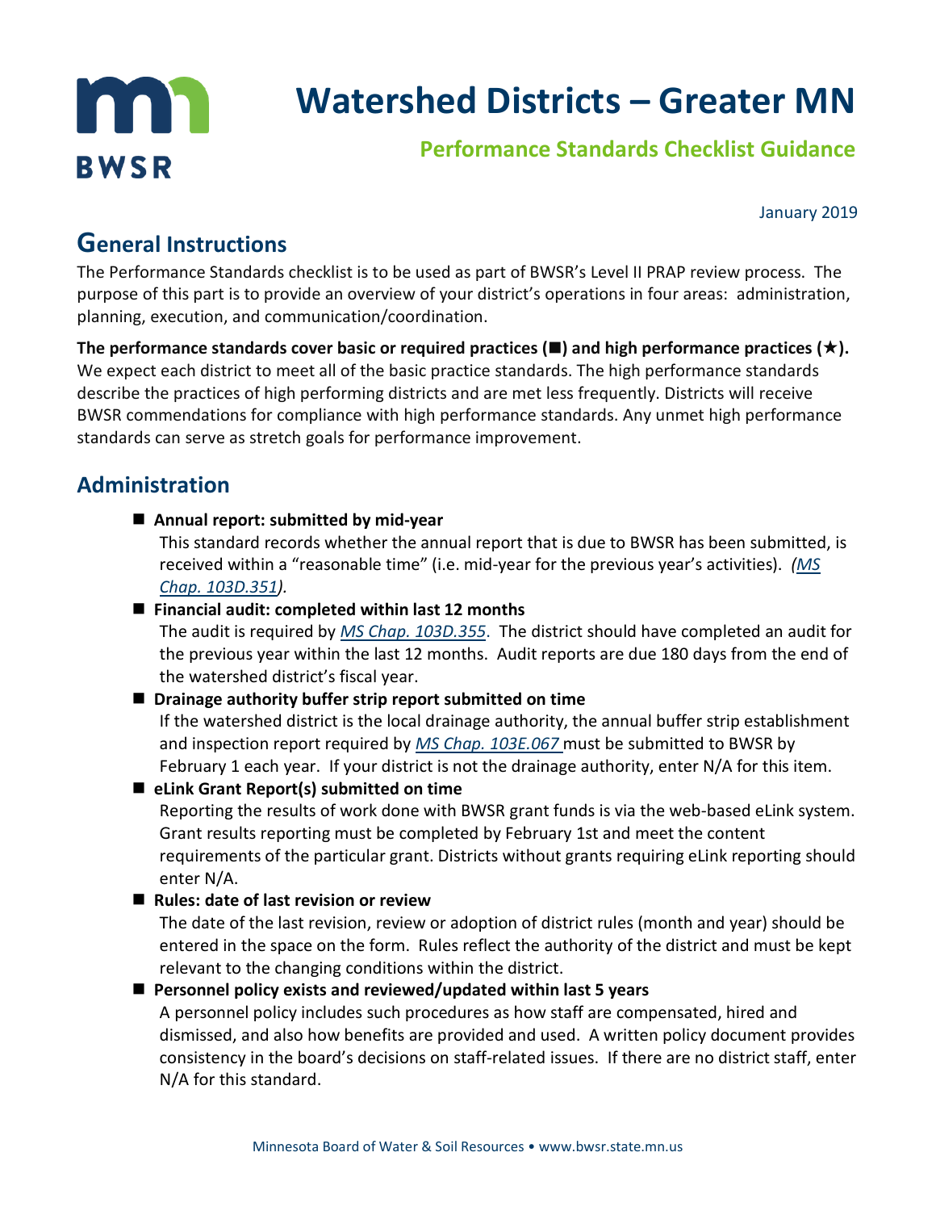BWSR

# Watershed Districts – Greater MN

## Performance Standards Checklist Guidance

January 2019

## General Instructions

The Performance Standards checklist is to be used as part of BWSR's Level II PRAP review process. The purpose of this part is to provide an overview of your district's operations in four areas: administration, planning, execution, and communication/coordination.

**The performance standards cover basic or required practices (■) and high performance practices (★).** We expect each district to meet all of the basic practice standards. The high performance standards describe the practices of high performing districts and are met less frequently. Districts will receive BWSR commendations for compliance with high performance standards. Any unmet high performance standards can serve as stretch goals for performance improvement.

## Administration

- ■ **Annual report: submitted by mid-year**
  This standard records whether the annual report that is due to BWSR has been submitted, is received within a "reasonable time" (i.e. mid-year for the previous year's activities). *(MS Chap. 103D.351)*.
- ■ **Financial audit: completed within last 12 months**
  The audit is required by *MS Chap. 103D.355*. The district should have completed an audit for the previous year within the last 12 months. Audit reports are due 180 days from the end of the watershed district's fiscal year.
- ■ **Drainage authority buffer strip report submitted on time**
  If the watershed district is the local drainage authority, the annual buffer strip establishment and inspection report required by *MS Chap. 103E.067* must be submitted to BWSR by February 1 each year. If your district is not the drainage authority, enter N/A for this item.
- ■ **eLink Grant Report(s) submitted on time**
  Reporting the results of work done with BWSR grant funds is via the web-based eLink system. Grant results reporting must be completed by February 1st and meet the content requirements of the particular grant. Districts without grants requiring eLink reporting should enter N/A.
- ■ **Rules: date of last revision or review**
  The date of the last revision, review or adoption of district rules (month and year) should be entered in the space on the form. Rules reflect the authority of the district and must be kept relevant to the changing conditions within the district.
- ■ **Personnel policy exists and reviewed/updated within last 5 years**
  A personnel policy includes such procedures as how staff are compensated, hired and dismissed, and also how benefits are provided and used. A written policy document provides consistency in the board's decisions on staff-related issues. If there are no district staff, enter N/A for this standard.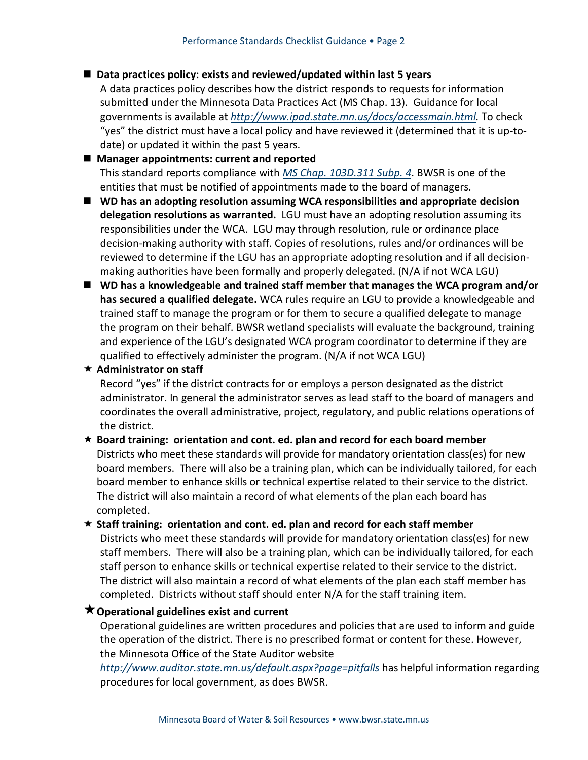- ■ **Data practices policy: exists and reviewed/updated within last 5 years**

  A data practices policy describes how the district responds to requests for information submitted under the Minnesota Data Practices Act (MS Chap. 13). Guidance for local governments is available at *http://www.ipad.state.mn.us/docs/accessmain.html.* To check "yes" the district must have a local policy and have reviewed it (determined that it is up-to-date) or updated it within the past 5 years.

- ■ **Manager appointments: current and reported**

  This standard reports compliance with *MS Chap. 103D.311 Subp. 4*. BWSR is one of the entities that must be notified of appointments made to the board of managers.

- ■ **WD has an adopting resolution assuming WCA responsibilities and appropriate decision delegation resolutions as warranted.** LGU must have an adopting resolution assuming its responsibilities under the WCA. LGU may through resolution, rule or ordinance place decision-making authority with staff. Copies of resolutions, rules and/or ordinances will be reviewed to determine if the LGU has an appropriate adopting resolution and if all decision-making authorities have been formally and properly delegated. (N/A if not WCA LGU)

- ■ **WD has a knowledgeable and trained staff member that manages the WCA program and/or has secured a qualified delegate.** WCA rules require an LGU to provide a knowledgeable and trained staff to manage the program or for them to secure a qualified delegate to manage the program on their behalf. BWSR wetland specialists will evaluate the background, training and experience of the LGU's designated WCA program coordinator to determine if they are qualified to effectively administer the program. (N/A if not WCA LGU)

- ★ **Administrator on staff**

  Record "yes" if the district contracts for or employs a person designated as the district administrator. In general the administrator serves as lead staff to the board of managers and coordinates the overall administrative, project, regulatory, and public relations operations of the district.

- ★ **Board training: orientation and cont. ed. plan and record for each board member**

  Districts who meet these standards will provide for mandatory orientation class(es) for new board members. There will also be a training plan, which can be individually tailored, for each board member to enhance skills or technical expertise related to their service to the district. The district will also maintain a record of what elements of the plan each board has completed.

- ★ **Staff training: orientation and cont. ed. plan and record for each staff member**

  Districts who meet these standards will provide for mandatory orientation class(es) for new staff members. There will also be a training plan, which can be individually tailored, for each staff person to enhance skills or technical expertise related to their service to the district. The district will also maintain a record of what elements of the plan each staff member has completed. Districts without staff should enter N/A for the staff training item.

- ★ **Operational guidelines exist and current**

  Operational guidelines are written procedures and policies that are used to inform and guide the operation of the district. There is no prescribed format or content for these. However, the Minnesota Office of the State Auditor website *http://www.auditor.state.mn.us/default.aspx?page=pitfalls* has helpful information regarding procedures for local government, as does BWSR.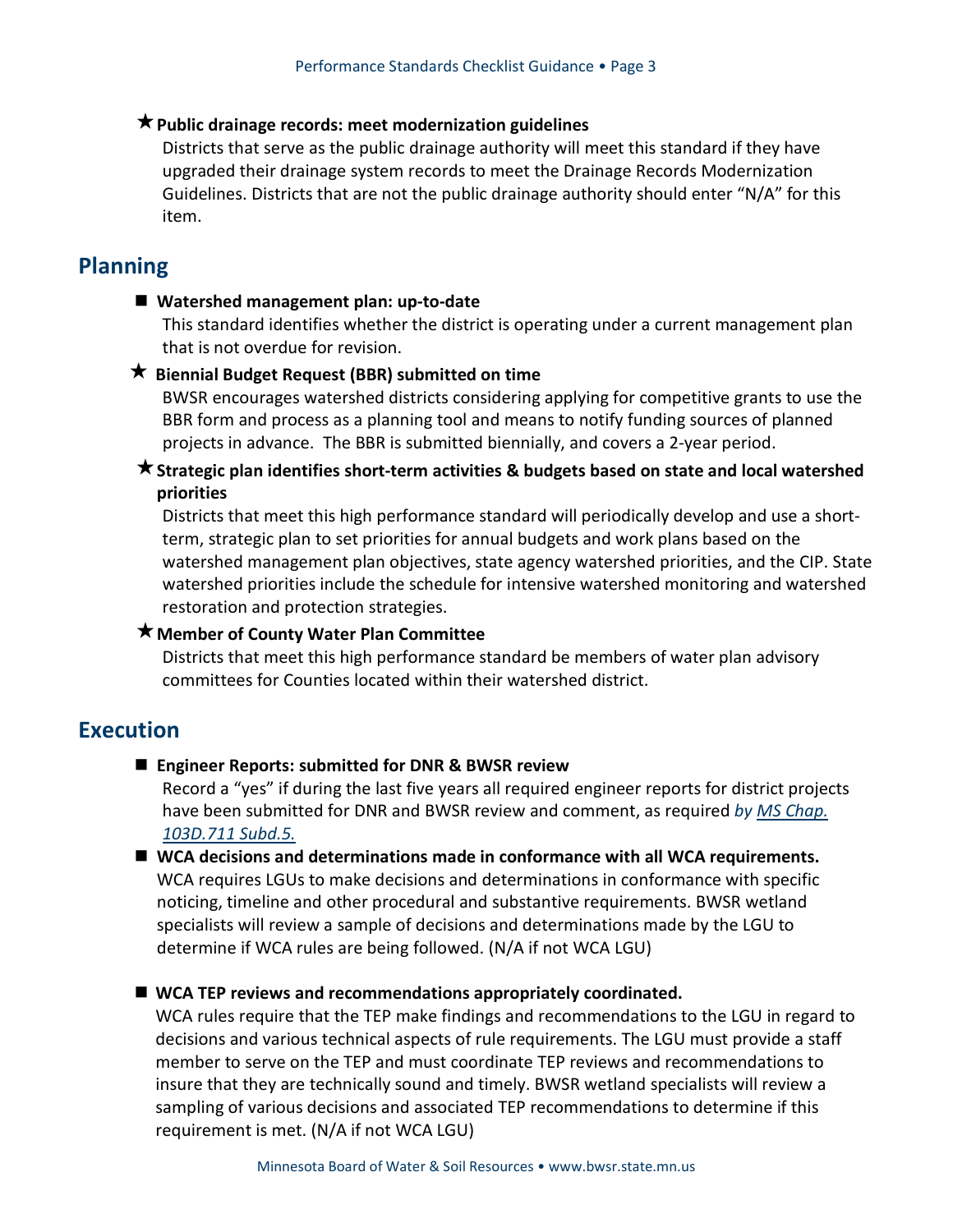★ **Public drainage records: meet modernization guidelines**

Districts that serve as the public drainage authority will meet this standard if they have upgraded their drainage system records to meet the Drainage Records Modernization Guidelines. Districts that are not the public drainage authority should enter "N/A" for this item.

## Planning

■ **Watershed management plan: up-to-date**

This standard identifies whether the district is operating under a current management plan that is not overdue for revision.

★ **Biennial Budget Request (BBR) submitted on time**

BWSR encourages watershed districts considering applying for competitive grants to use the BBR form and process as a planning tool and means to notify funding sources of planned projects in advance. The BBR is submitted biennially, and covers a 2-year period.

★ **Strategic plan identifies short-term activities & budgets based on state and local watershed priorities**

Districts that meet this high performance standard will periodically develop and use a short-term, strategic plan to set priorities for annual budgets and work plans based on the watershed management plan objectives, state agency watershed priorities, and the CIP. State watershed priorities include the schedule for intensive watershed monitoring and watershed restoration and protection strategies.

★ **Member of County Water Plan Committee**

Districts that meet this high performance standard be members of water plan advisory committees for Counties located within their watershed district.

## Execution

■ **Engineer Reports: submitted for DNR & BWSR review**

Record a "yes" if during the last five years all required engineer reports for district projects have been submitted for DNR and BWSR review and comment, as required *by MS Chap. 103D.711 Subd.5.*

■ **WCA decisions and determinations made in conformance with all WCA requirements.**

WCA requires LGUs to make decisions and determinations in conformance with specific noticing, timeline and other procedural and substantive requirements. BWSR wetland specialists will review a sample of decisions and determinations made by the LGU to determine if WCA rules are being followed. (N/A if not WCA LGU)

■ **WCA TEP reviews and recommendations appropriately coordinated.**

WCA rules require that the TEP make findings and recommendations to the LGU in regard to decisions and various technical aspects of rule requirements. The LGU must provide a staff member to serve on the TEP and must coordinate TEP reviews and recommendations to insure that they are technically sound and timely. BWSR wetland specialists will review a sampling of various decisions and associated TEP recommendations to determine if this requirement is met. (N/A if not WCA LGU)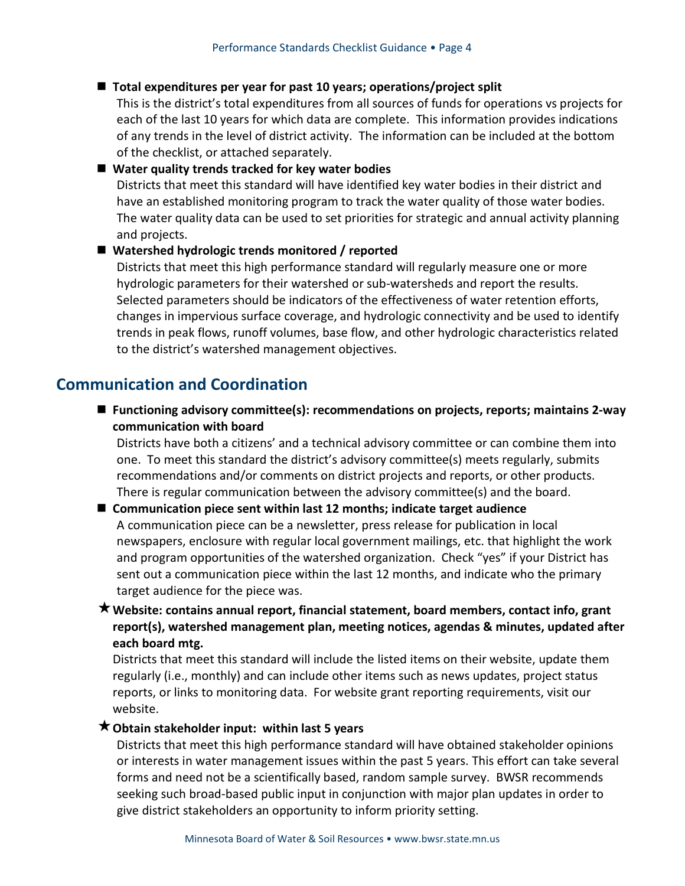- **Total expenditures per year for past 10 years; operations/project split**

  This is the district's total expenditures from all sources of funds for operations vs projects for each of the last 10 years for which data are complete. This information provides indications of any trends in the level of district activity. The information can be included at the bottom of the checklist, or attached separately.

- **Water quality trends tracked for key water bodies**

  Districts that meet this standard will have identified key water bodies in their district and have an established monitoring program to track the water quality of those water bodies. The water quality data can be used to set priorities for strategic and annual activity planning and projects.

- **Watershed hydrologic trends monitored / reported**

  Districts that meet this high performance standard will regularly measure one or more hydrologic parameters for their watershed or sub-watersheds and report the results. Selected parameters should be indicators of the effectiveness of water retention efforts, changes in impervious surface coverage, and hydrologic connectivity and be used to identify trends in peak flows, runoff volumes, base flow, and other hydrologic characteristics related to the district's watershed management objectives.

## Communication and Coordination

- **Functioning advisory committee(s): recommendations on projects, reports; maintains 2-way communication with board**

  Districts have both a citizens' and a technical advisory committee or can combine them into one. To meet this standard the district's advisory committee(s) meets regularly, submits recommendations and/or comments on district projects and reports, or other products. There is regular communication between the advisory committee(s) and the board.

- **Communication piece sent within last 12 months; indicate target audience**

  A communication piece can be a newsletter, press release for publication in local newspapers, enclosure with regular local government mailings, etc. that highlight the work and program opportunities of the watershed organization. Check "yes" if your District has sent out a communication piece within the last 12 months, and indicate who the primary target audience for the piece was.

★ **Website: contains annual report, financial statement, board members, contact info, grant report(s), watershed management plan, meeting notices, agendas & minutes, updated after each board mtg.**

  Districts that meet this standard will include the listed items on their website, update them regularly (i.e., monthly) and can include other items such as news updates, project status reports, or links to monitoring data. For website grant reporting requirements, visit our website.

★ **Obtain stakeholder input: within last 5 years**

  Districts that meet this high performance standard will have obtained stakeholder opinions or interests in water management issues within the past 5 years. This effort can take several forms and need not be a scientifically based, random sample survey. BWSR recommends seeking such broad-based public input in conjunction with major plan updates in order to give district stakeholders an opportunity to inform priority setting.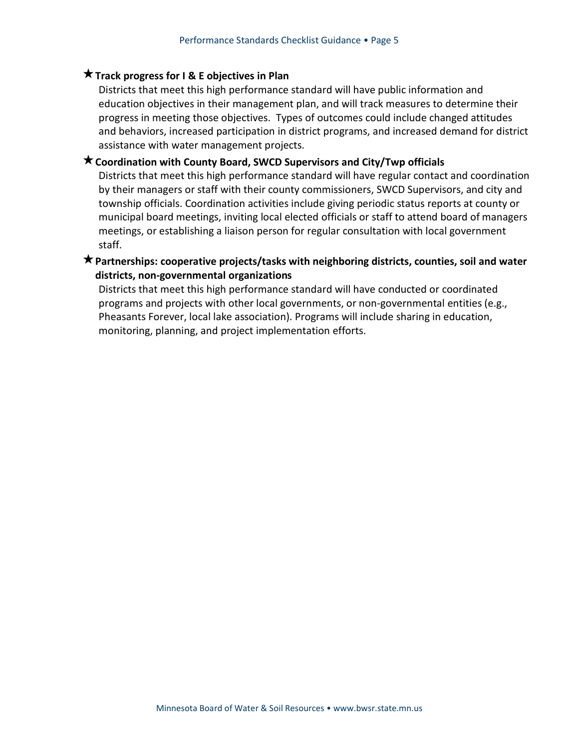**★ Track progress for I & E objectives in Plan**

Districts that meet this high performance standard will have public information and education objectives in their management plan, and will track measures to determine their progress in meeting those objectives. Types of outcomes could include changed attitudes and behaviors, increased participation in district programs, and increased demand for district assistance with water management projects.

**★ Coordination with County Board, SWCD Supervisors and City/Twp officials**

Districts that meet this high performance standard will have regular contact and coordination by their managers or staff with their county commissioners, SWCD Supervisors, and city and township officials. Coordination activities include giving periodic status reports at county or municipal board meetings, inviting local elected officials or staff to attend board of managers meetings, or establishing a liaison person for regular consultation with local government staff.

**★ Partnerships: cooperative projects/tasks with neighboring districts, counties, soil and water districts, non-governmental organizations**

Districts that meet this high performance standard will have conducted or coordinated programs and projects with other local governments, or non-governmental entities (e.g., Pheasants Forever, local lake association). Programs will include sharing in education, monitoring, planning, and project implementation efforts.